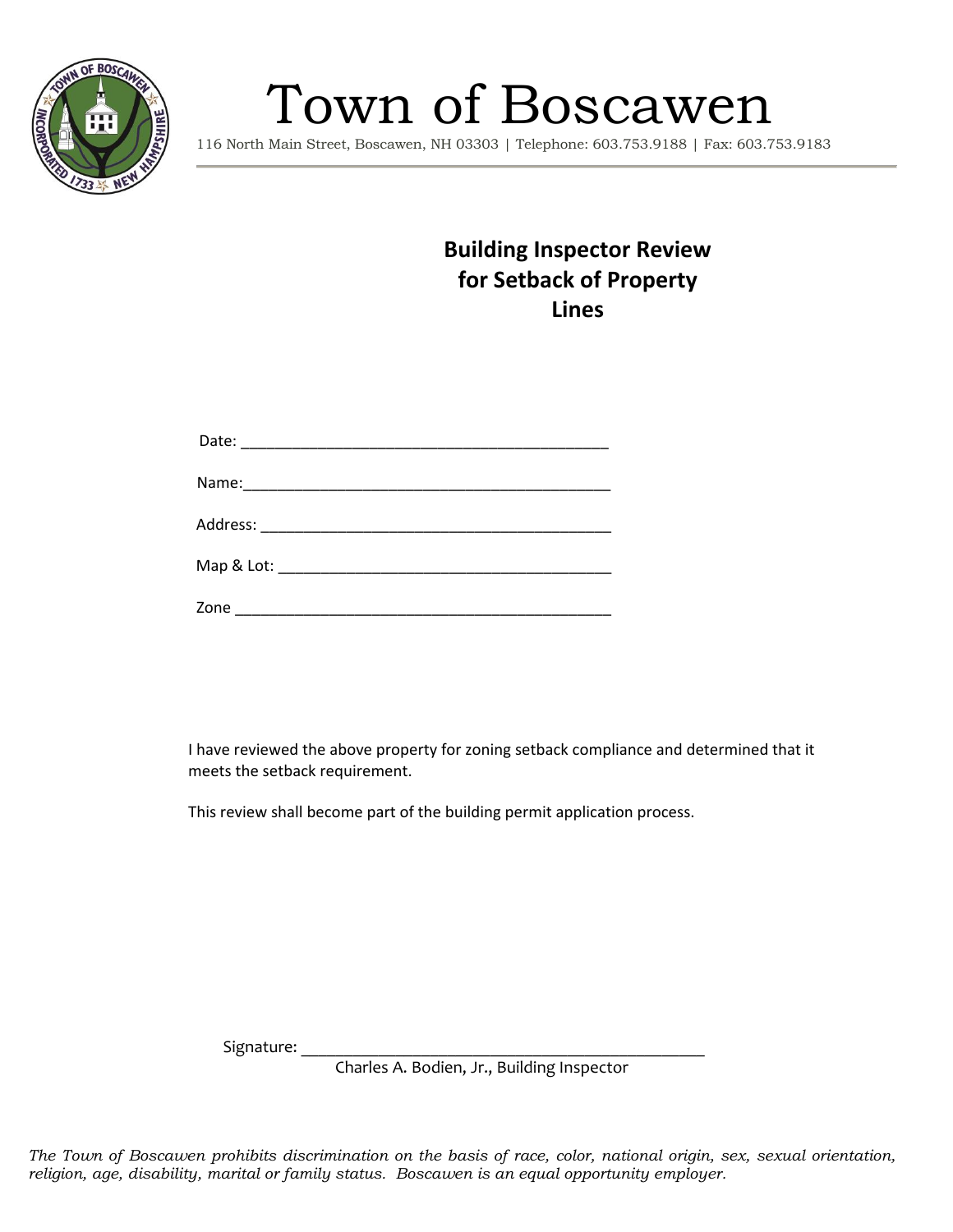# Town of Boscawen

116 North Main Street, Boscawen, NH 03303 | Telephone: 603.753.9188 | Fax: 603.753.9183

## Building Inspector Review for Setback of Property Lines

Date: ___________________________________________

Name:___________________________________________

Address: ________________________________________

Map & Lot: ______________________________________

Zone ____________________________________________

I have reviewed the above property for zoning setback compliance and determined that it meets the setback requirement.

This review shall become part of the building permit application process.

Signature: ______________________________________________
Charles A. Bodien, Jr., Building Inspector

*The Town of Boscawen prohibits discrimination on the basis of race, color, national origin, sex, sexual orientation, religion, age, disability, marital or family status. Boscawen is an equal opportunity employer.*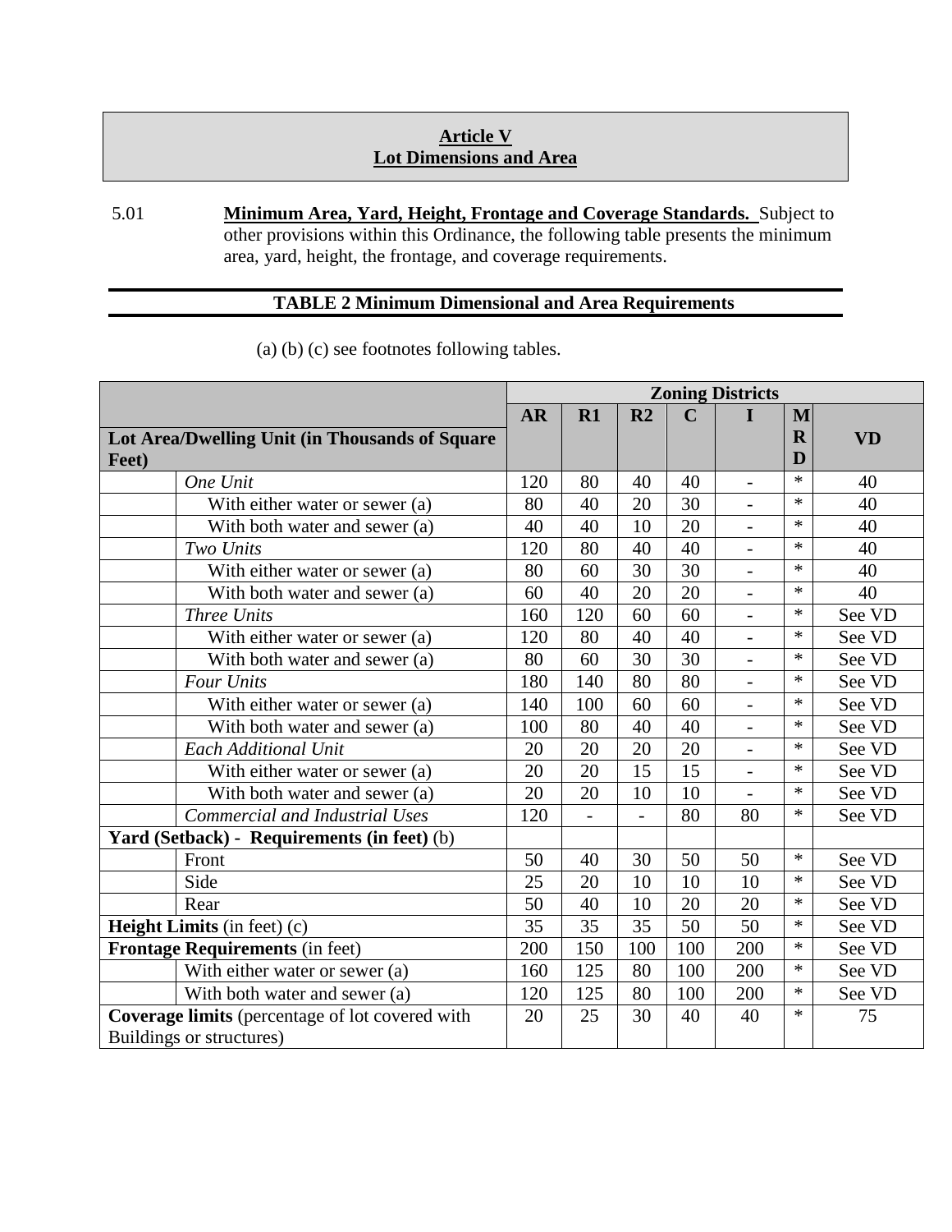## Article V
## Lot Dimensions and Area

5.01 **Minimum Area, Yard, Height, Frontage and Coverage Standards.** Subject to other provisions within this Ordinance, the following table presents the minimum area, yard, height, the frontage, and coverage requirements.

**TABLE 2 Minimum Dimensional and Area Requirements**

(a) (b) (c) see footnotes following tables.

| | | Zoning Districts | | | | | | |
|---|---|---|---|---|---|---|---|---|
| **Lot Area/Dwelling Unit (in Thousands of Square Feet)** | | **AR** | **R1** | **R2** | **C** | **I** | **MRD** | **VD** |
| | *One Unit* | 120 | 80 | 40 | 40 | - | * | 40 |
| | With either water or sewer (a) | 80 | 40 | 20 | 30 | - | * | 40 |
| | With both water and sewer (a) | 40 | 40 | 10 | 20 | - | * | 40 |
| | *Two Units* | 120 | 80 | 40 | 40 | - | * | 40 |
| | With either water or sewer (a) | 80 | 60 | 30 | 30 | - | * | 40 |
| | With both water and sewer (a) | 60 | 40 | 20 | 20 | - | * | 40 |
| | *Three Units* | 160 | 120 | 60 | 60 | - | * | See VD |
| | With either water or sewer (a) | 120 | 80 | 40 | 40 | - | * | See VD |
| | With both water and sewer (a) | 80 | 60 | 30 | 30 | - | * | See VD |
| | *Four Units* | 180 | 140 | 80 | 80 | - | * | See VD |
| | With either water or sewer (a) | 140 | 100 | 60 | 60 | - | * | See VD |
| | With both water and sewer (a) | 100 | 80 | 40 | 40 | - | * | See VD |
| | *Each Additional Unit* | 20 | 20 | 20 | 20 | - | * | See VD |
| | With either water or sewer (a) | 20 | 20 | 15 | 15 | - | * | See VD |
| | With both water and sewer (a) | 20 | 20 | 10 | 10 | - | * | See VD |
| | *Commercial and Industrial Uses* | 120 | - | - | 80 | 80 | * | See VD |
| **Yard (Setback) - Requirements (in feet)** (b) | | | | | | | | |
| | Front | 50 | 40 | 30 | 50 | 50 | * | See VD |
| | Side | 25 | 20 | 10 | 10 | 10 | * | See VD |
| | Rear | 50 | 40 | 10 | 20 | 20 | * | See VD |
| **Height Limits** (in feet) (c) | | 35 | 35 | 35 | 50 | 50 | * | See VD |
| **Frontage Requirements** (in feet) | | 200 | 150 | 100 | 100 | 200 | * | See VD |
| | With either water or sewer (a) | 160 | 125 | 80 | 100 | 200 | * | See VD |
| | With both water and sewer (a) | 120 | 125 | 80 | 100 | 200 | * | See VD |
| **Coverage limits** (percentage of lot covered with Buildings or structures) | | 20 | 25 | 30 | 40 | 40 | * | 75 |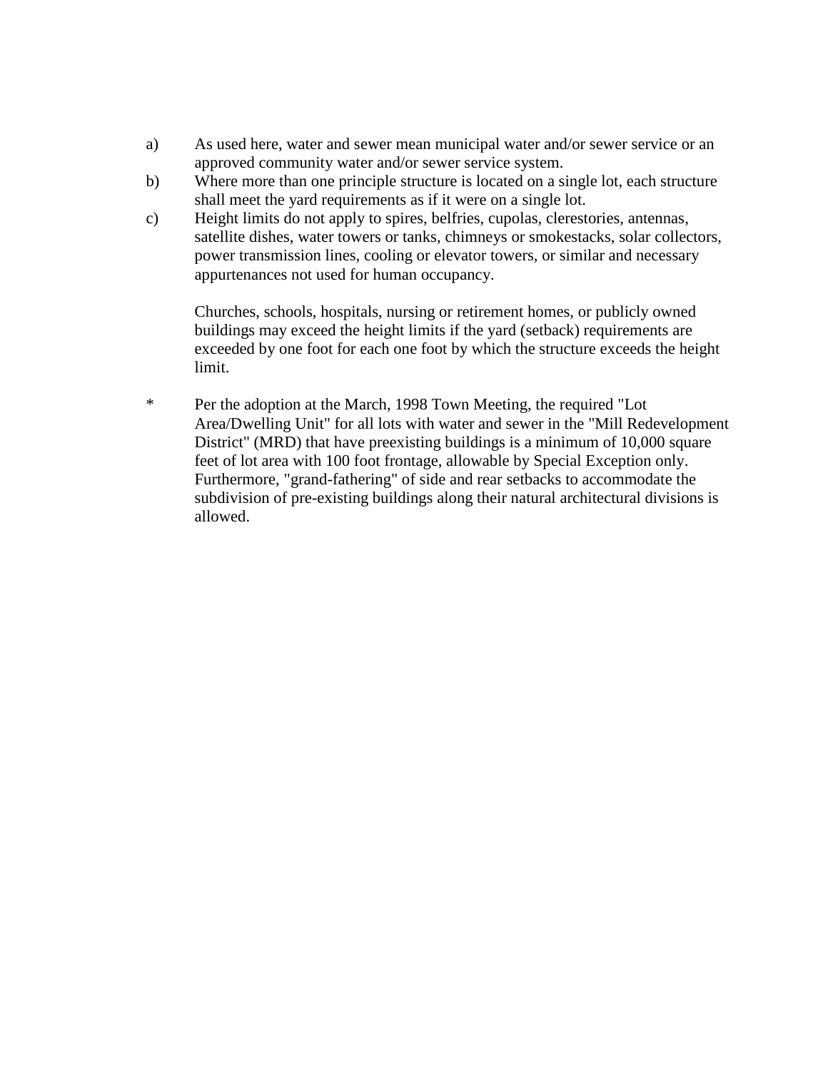a) As used here, water and sewer mean municipal water and/or sewer service or an approved community water and/or sewer service system.

b) Where more than one principle structure is located on a single lot, each structure shall meet the yard requirements as if it were on a single lot.

c) Height limits do not apply to spires, belfries, cupolas, clerestories, antennas, satellite dishes, water towers or tanks, chimneys or smokestacks, solar collectors, power transmission lines, cooling or elevator towers, or similar and necessary appurtenances not used for human occupancy.

   Churches, schools, hospitals, nursing or retirement homes, or publicly owned buildings may exceed the height limits if the yard (setback) requirements are exceeded by one foot for each one foot by which the structure exceeds the height limit.

\* Per the adoption at the March, 1998 Town Meeting, the required "Lot Area/Dwelling Unit" for all lots with water and sewer in the "Mill Redevelopment District" (MRD) that have preexisting buildings is a minimum of 10,000 square feet of lot area with 100 foot frontage, allowable by Special Exception only. Furthermore, "grand-fathering" of side and rear setbacks to accommodate the subdivision of pre-existing buildings along their natural architectural divisions is allowed.